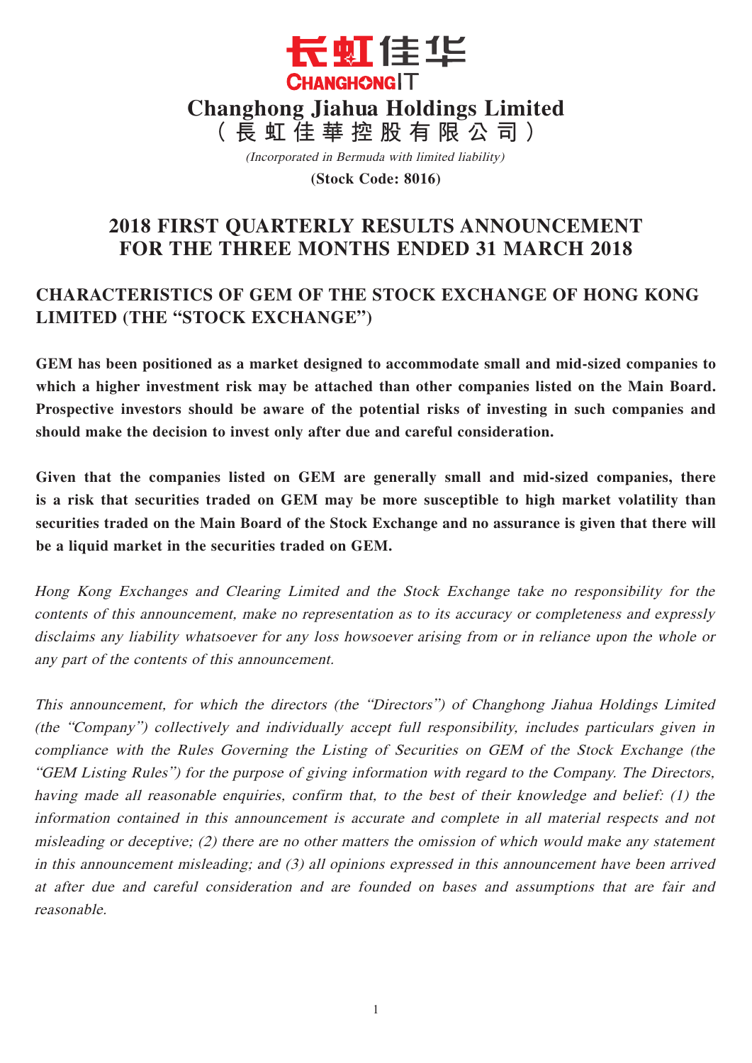长虹佳华
CHANGHONGIT

# Changhong Jiahua Holdings Limited
# （長虹佳華控股有限公司）

*(Incorporated in Bermuda with limited liability)*

**(Stock Code: 8016)**

## 2018 FIRST QUARTERLY RESULTS ANNOUNCEMENT FOR THE THREE MONTHS ENDED 31 MARCH 2018

## CHARACTERISTICS OF GEM OF THE STOCK EXCHANGE OF HONG KONG LIMITED (THE "STOCK EXCHANGE")

**GEM has been positioned as a market designed to accommodate small and mid-sized companies to which a higher investment risk may be attached than other companies listed on the Main Board. Prospective investors should be aware of the potential risks of investing in such companies and should make the decision to invest only after due and careful consideration.**

**Given that the companies listed on GEM are generally small and mid-sized companies, there is a risk that securities traded on GEM may be more susceptible to high market volatility than securities traded on the Main Board of the Stock Exchange and no assurance is given that there will be a liquid market in the securities traded on GEM.**

*Hong Kong Exchanges and Clearing Limited and the Stock Exchange take no responsibility for the contents of this announcement, make no representation as to its accuracy or completeness and expressly disclaims any liability whatsoever for any loss howsoever arising from or in reliance upon the whole or any part of the contents of this announcement.*

*This announcement, for which the directors (the "Directors") of Changhong Jiahua Holdings Limited (the "Company") collectively and individually accept full responsibility, includes particulars given in compliance with the Rules Governing the Listing of Securities on GEM of the Stock Exchange (the "GEM Listing Rules") for the purpose of giving information with regard to the Company. The Directors, having made all reasonable enquiries, confirm that, to the best of their knowledge and belief: (1) the information contained in this announcement is accurate and complete in all material respects and not misleading or deceptive; (2) there are no other matters the omission of which would make any statement in this announcement misleading; and (3) all opinions expressed in this announcement have been arrived at after due and careful consideration and are founded on bases and assumptions that are fair and reasonable.*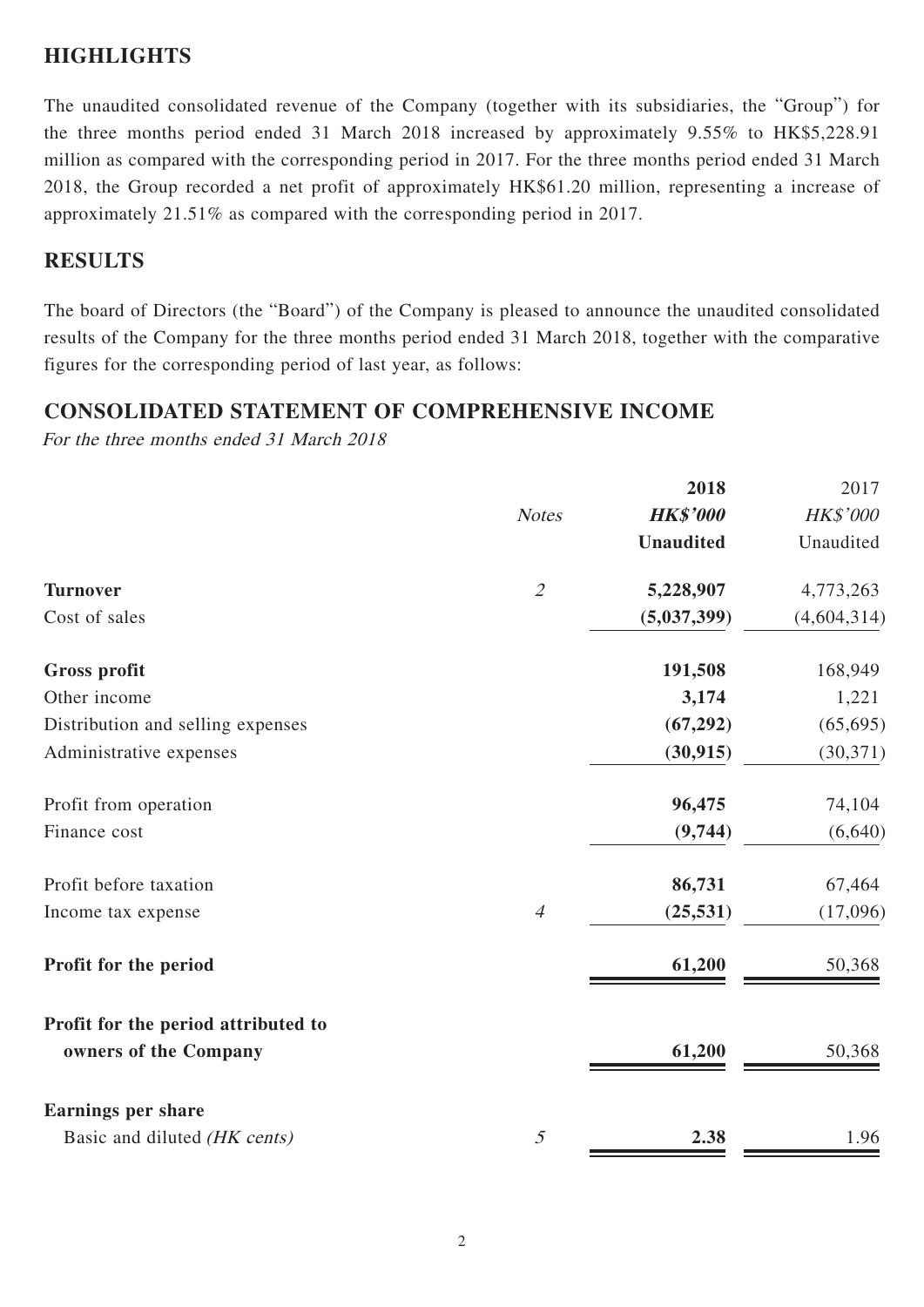## HIGHLIGHTS

The unaudited consolidated revenue of the Company (together with its subsidiaries, the "Group") for the three months period ended 31 March 2018 increased by approximately 9.55% to HK$5,228.91 million as compared with the corresponding period in 2017. For the three months period ended 31 March 2018, the Group recorded a net profit of approximately HK$61.20 million, representing a increase of approximately 21.51% as compared with the corresponding period in 2017.

## RESULTS

The board of Directors (the "Board") of the Company is pleased to announce the unaudited consolidated results of the Company for the three months period ended 31 March 2018, together with the comparative figures for the corresponding period of last year, as follows:

## CONSOLIDATED STATEMENT OF COMPREHENSIVE INCOME

*For the three months ended 31 March 2018*

| | *Notes* | **2018** | 2017 |
|---|---|---|---|
| | | ***HK$'000*** | *HK$'000* |
| | | **Unaudited** | Unaudited |
| **Turnover** | *2* | **5,228,907** | 4,773,263 |
| Cost of sales | | **(5,037,399)** | (4,604,314) |
| **Gross profit** | | **191,508** | 168,949 |
| Other income | | **3,174** | 1,221 |
| Distribution and selling expenses | | **(67,292)** | (65,695) |
| Administrative expenses | | **(30,915)** | (30,371) |
| Profit from operation | | **96,475** | 74,104 |
| Finance cost | | **(9,744)** | (6,640) |
| Profit before taxation | | **86,731** | 67,464 |
| Income tax expense | *4* | **(25,531)** | (17,096) |
| **Profit for the period** | | **61,200** | 50,368 |
| **Profit for the period attributed to owners of the Company** | | **61,200** | 50,368 |
| **Earnings per share** | | | |
| Basic and diluted *(HK cents)* | *5* | **2.38** | 1.96 |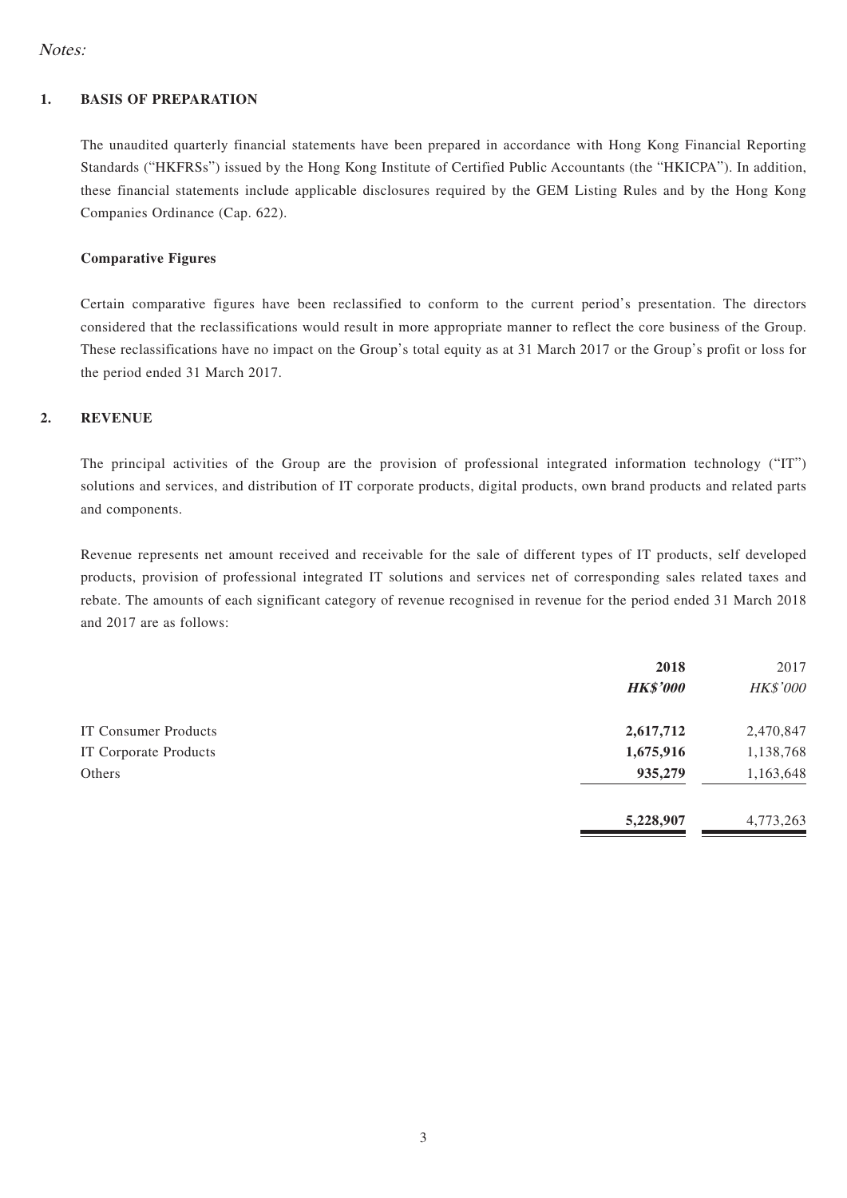*Notes:*

## 1. BASIS OF PREPARATION

The unaudited quarterly financial statements have been prepared in accordance with Hong Kong Financial Reporting Standards ("HKFRSs") issued by the Hong Kong Institute of Certified Public Accountants (the "HKICPA"). In addition, these financial statements include applicable disclosures required by the GEM Listing Rules and by the Hong Kong Companies Ordinance (Cap. 622).

### Comparative Figures

Certain comparative figures have been reclassified to conform to the current period's presentation. The directors considered that the reclassifications would result in more appropriate manner to reflect the core business of the Group. These reclassifications have no impact on the Group's total equity as at 31 March 2017 or the Group's profit or loss for the period ended 31 March 2017.

## 2. REVENUE

The principal activities of the Group are the provision of professional integrated information technology ("IT") solutions and services, and distribution of IT corporate products, digital products, own brand products and related parts and components.

Revenue represents net amount received and receivable for the sale of different types of IT products, self developed products, provision of professional integrated IT solutions and services net of corresponding sales related taxes and rebate. The amounts of each significant category of revenue recognised in revenue for the period ended 31 March 2018 and 2017 are as follows:

| | **2018** | 2017 |
|---|---|---|
| | ***HK$'000*** | *HK$'000* |
| IT Consumer Products | **2,617,712** | 2,470,847 |
| IT Corporate Products | **1,675,916** | 1,138,768 |
| Others | **935,279** | 1,163,648 |
| | **5,228,907** | 4,773,263 |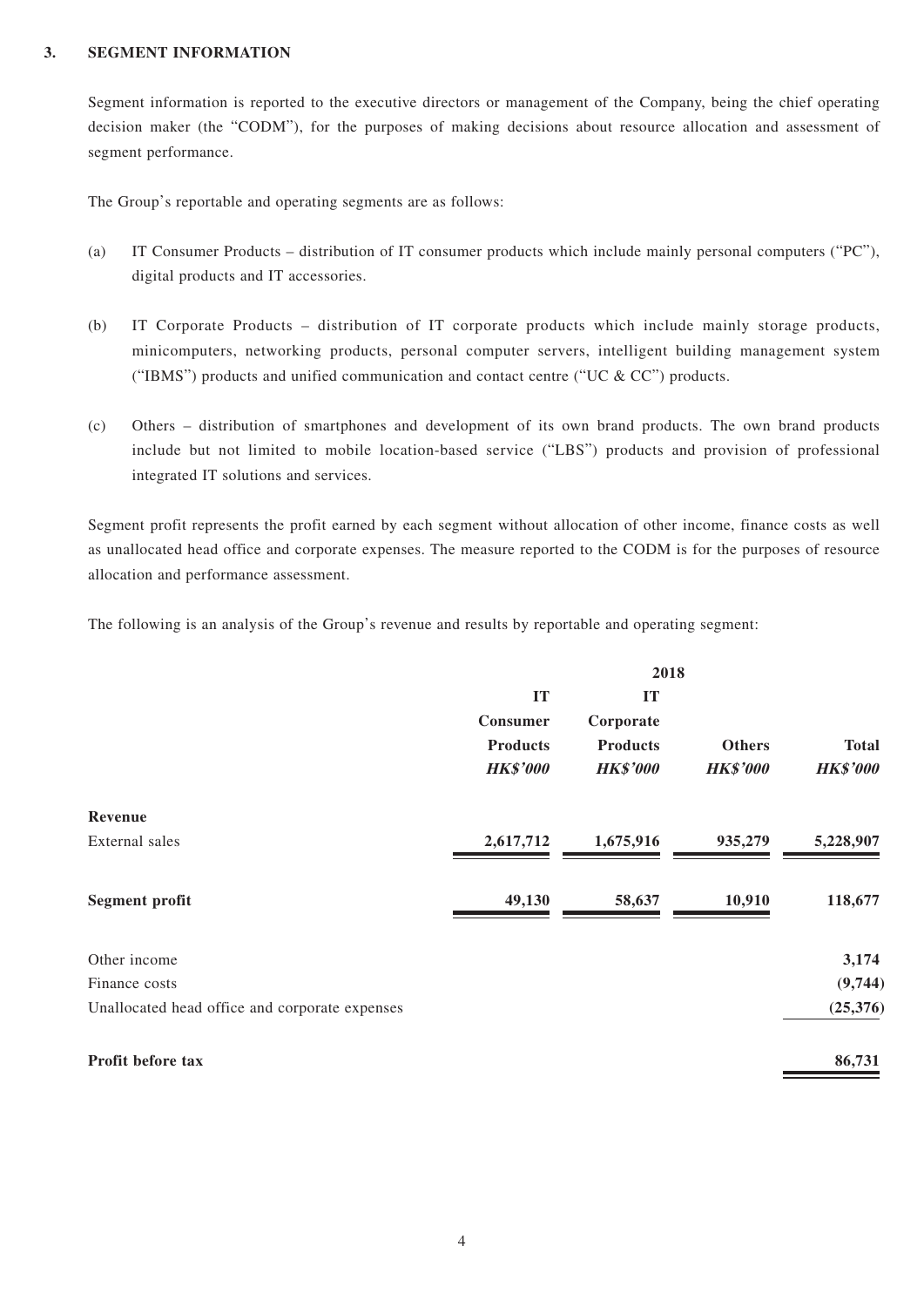### 3. SEGMENT INFORMATION

Segment information is reported to the executive directors or management of the Company, being the chief operating decision maker (the "CODM"), for the purposes of making decisions about resource allocation and assessment of segment performance.

The Group's reportable and operating segments are as follows:

(a) IT Consumer Products – distribution of IT consumer products which include mainly personal computers ("PC"), digital products and IT accessories.

(b) IT Corporate Products – distribution of IT corporate products which include mainly storage products, minicomputers, networking products, personal computer servers, intelligent building management system ("IBMS") products and unified communication and contact centre ("UC & CC") products.

(c) Others – distribution of smartphones and development of its own brand products. The own brand products include but not limited to mobile location-based service ("LBS") products and provision of professional integrated IT solutions and services.

Segment profit represents the profit earned by each segment without allocation of other income, finance costs as well as unallocated head office and corporate expenses. The measure reported to the CODM is for the purposes of resource allocation and performance assessment.

The following is an analysis of the Group's revenue and results by reportable and operating segment:

| | 2018 | | | |
|---|---|---|---|---|
| | **IT Consumer Products** | **IT Corporate Products** | **Others** | **Total** |
| | ***HK$'000*** | ***HK$'000*** | ***HK$'000*** | ***HK$'000*** |
| **Revenue** | | | | |
| External sales | **2,617,712** | **1,675,916** | **935,279** | **5,228,907** |
| **Segment profit** | **49,130** | **58,637** | **10,910** | **118,677** |
| Other income | | | | **3,174** |
| Finance costs | | | | **(9,744)** |
| Unallocated head office and corporate expenses | | | | **(25,376)** |
| **Profit before tax** | | | | **86,731** |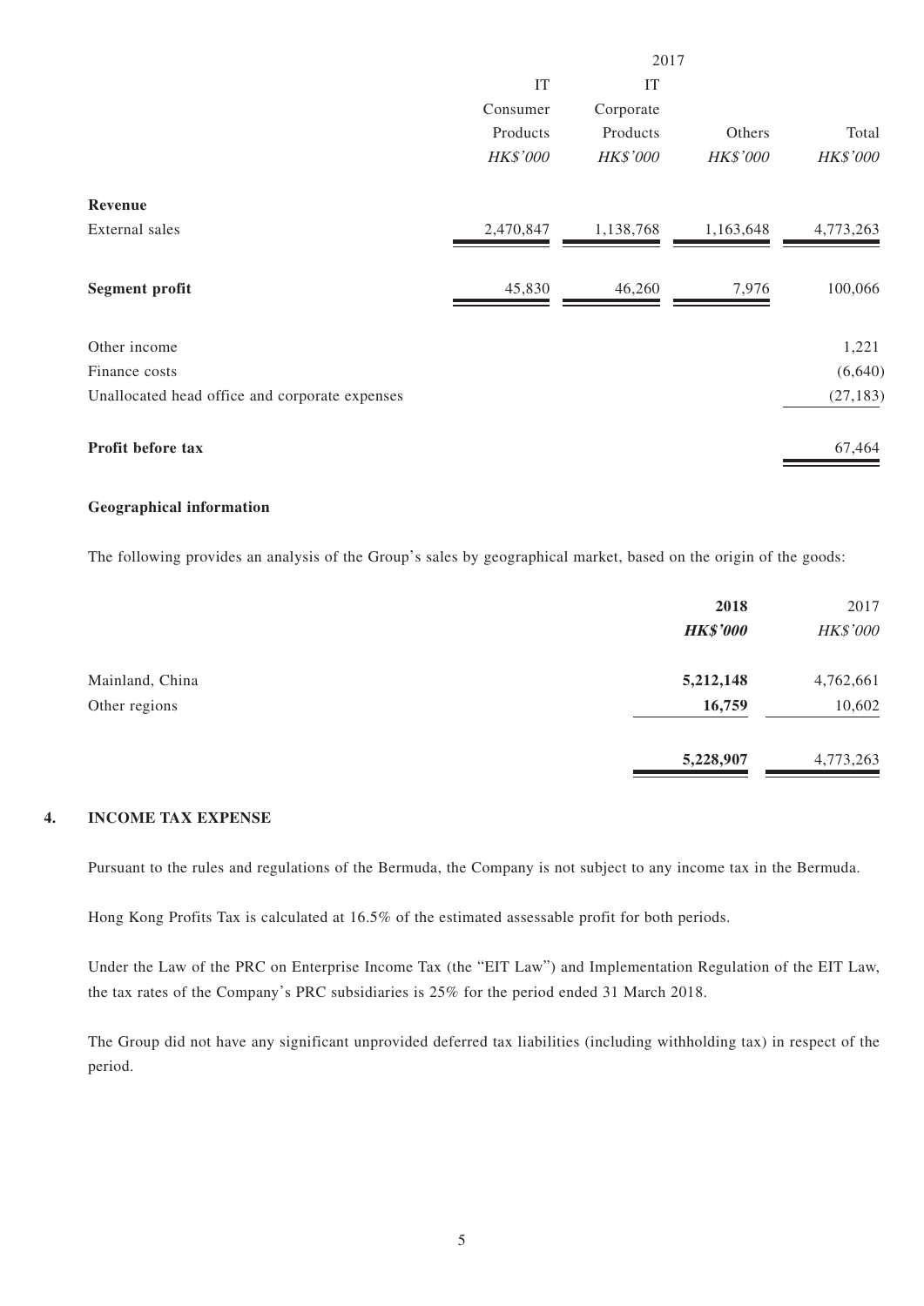| | 2017 | | | |
|---|---|---|---|---|
| | IT Consumer Products | IT Corporate Products | Others | Total |
| | *HK$'000* | *HK$'000* | *HK$'000* | *HK$'000* |
| **Revenue** | | | | |
| External sales | 2,470,847 | 1,138,768 | 1,163,648 | 4,773,263 |
| **Segment profit** | 45,830 | 46,260 | 7,976 | 100,066 |
| Other income | | | | 1,221 |
| Finance costs | | | | (6,640) |
| Unallocated head office and corporate expenses | | | | (27,183) |
| **Profit before tax** | | | | 67,464 |

**Geographical information**

The following provides an analysis of the Group's sales by geographical market, based on the origin of the goods:

| | **2018** | 2017 |
|---|---|---|
| | ***HK$'000*** | *HK$'000* |
| Mainland, China | **5,212,148** | 4,762,661 |
| Other regions | **16,759** | 10,602 |
| | **5,228,907** | 4,773,263 |

## 4. INCOME TAX EXPENSE

Pursuant to the rules and regulations of the Bermuda, the Company is not subject to any income tax in the Bermuda.

Hong Kong Profits Tax is calculated at 16.5% of the estimated assessable profit for both periods.

Under the Law of the PRC on Enterprise Income Tax (the "EIT Law") and Implementation Regulation of the EIT Law, the tax rates of the Company's PRC subsidiaries is 25% for the period ended 31 March 2018.

The Group did not have any significant unprovided deferred tax liabilities (including withholding tax) in respect of the period.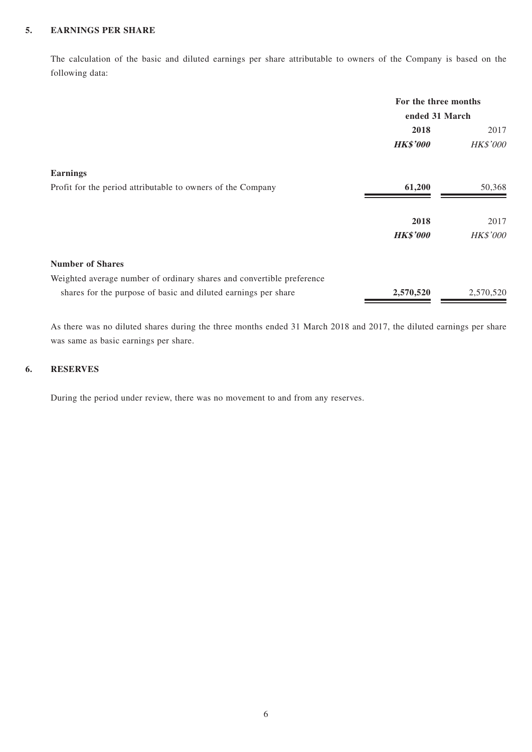## 5. EARNINGS PER SHARE

The calculation of the basic and diluted earnings per share attributable to owners of the Company is based on the following data:

| | For the three months ended 31 March | |
|---|---|---|
| | **2018** | 2017 |
| | ***HK$'000*** | *HK$'000* |
| **Earnings** | | |
| Profit for the period attributable to owners of the Company | **61,200** | 50,368 |

| | **2018** | 2017 |
|---|---|---|
| | ***HK$'000*** | *HK$'000* |
| **Number of Shares** | | |
| Weighted average number of ordinary shares and convertible preference shares for the purpose of basic and diluted earnings per share | **2,570,520** | 2,570,520 |

As there was no diluted shares during the three months ended 31 March 2018 and 2017, the diluted earnings per share was same as basic earnings per share.

## 6. RESERVES

During the period under review, there was no movement to and from any reserves.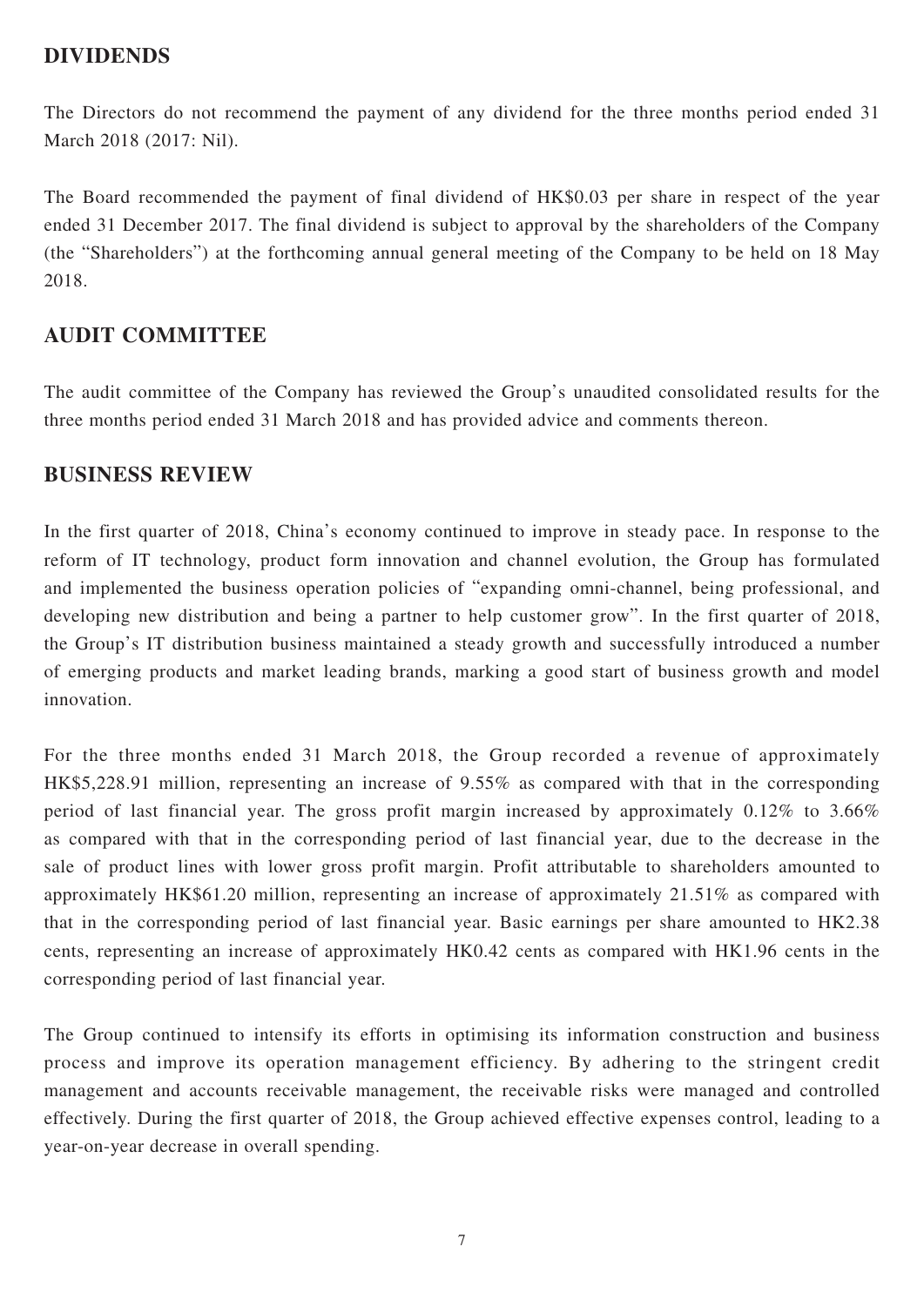## DIVIDENDS

The Directors do not recommend the payment of any dividend for the three months period ended 31 March 2018 (2017: Nil).

The Board recommended the payment of final dividend of HK$0.03 per share in respect of the year ended 31 December 2017. The final dividend is subject to approval by the shareholders of the Company (the "Shareholders") at the forthcoming annual general meeting of the Company to be held on 18 May 2018.

## AUDIT COMMITTEE

The audit committee of the Company has reviewed the Group's unaudited consolidated results for the three months period ended 31 March 2018 and has provided advice and comments thereon.

## BUSINESS REVIEW

In the first quarter of 2018, China's economy continued to improve in steady pace. In response to the reform of IT technology, product form innovation and channel evolution, the Group has formulated and implemented the business operation policies of "expanding omni-channel, being professional, and developing new distribution and being a partner to help customer grow". In the first quarter of 2018, the Group's IT distribution business maintained a steady growth and successfully introduced a number of emerging products and market leading brands, marking a good start of business growth and model innovation.

For the three months ended 31 March 2018, the Group recorded a revenue of approximately HK$5,228.91 million, representing an increase of 9.55% as compared with that in the corresponding period of last financial year. The gross profit margin increased by approximately 0.12% to 3.66% as compared with that in the corresponding period of last financial year, due to the decrease in the sale of product lines with lower gross profit margin. Profit attributable to shareholders amounted to approximately HK$61.20 million, representing an increase of approximately 21.51% as compared with that in the corresponding period of last financial year. Basic earnings per share amounted to HK2.38 cents, representing an increase of approximately HK0.42 cents as compared with HK1.96 cents in the corresponding period of last financial year.

The Group continued to intensify its efforts in optimising its information construction and business process and improve its operation management efficiency. By adhering to the stringent credit management and accounts receivable management, the receivable risks were managed and controlled effectively. During the first quarter of 2018, the Group achieved effective expenses control, leading to a year-on-year decrease in overall spending.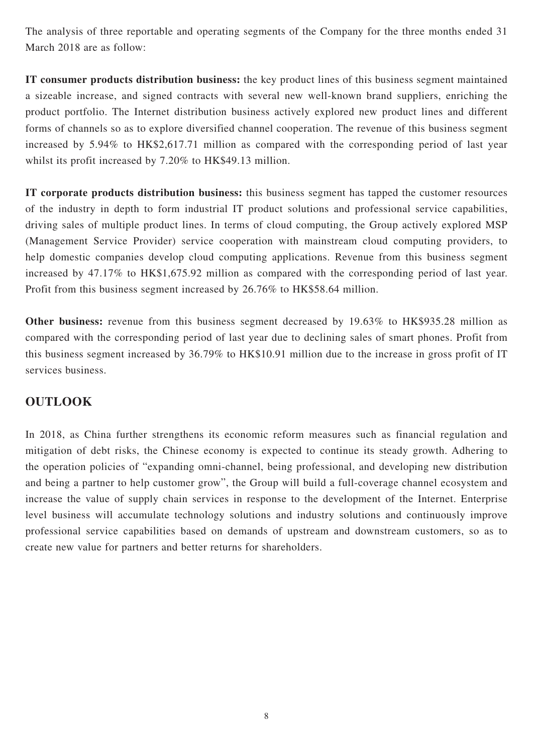The analysis of three reportable and operating segments of the Company for the three months ended 31 March 2018 are as follow:

**IT consumer products distribution business:** the key product lines of this business segment maintained a sizeable increase, and signed contracts with several new well-known brand suppliers, enriching the product portfolio. The Internet distribution business actively explored new product lines and different forms of channels so as to explore diversified channel cooperation. The revenue of this business segment increased by 5.94% to HK$2,617.71 million as compared with the corresponding period of last year whilst its profit increased by 7.20% to HK$49.13 million.

**IT corporate products distribution business:** this business segment has tapped the customer resources of the industry in depth to form industrial IT product solutions and professional service capabilities, driving sales of multiple product lines. In terms of cloud computing, the Group actively explored MSP (Management Service Provider) service cooperation with mainstream cloud computing providers, to help domestic companies develop cloud computing applications. Revenue from this business segment increased by 47.17% to HK$1,675.92 million as compared with the corresponding period of last year. Profit from this business segment increased by 26.76% to HK$58.64 million.

**Other business:** revenue from this business segment decreased by 19.63% to HK$935.28 million as compared with the corresponding period of last year due to declining sales of smart phones. Profit from this business segment increased by 36.79% to HK$10.91 million due to the increase in gross profit of IT services business.

## OUTLOOK

In 2018, as China further strengthens its economic reform measures such as financial regulation and mitigation of debt risks, the Chinese economy is expected to continue its steady growth. Adhering to the operation policies of "expanding omni-channel, being professional, and developing new distribution and being a partner to help customer grow", the Group will build a full-coverage channel ecosystem and increase the value of supply chain services in response to the development of the Internet. Enterprise level business will accumulate technology solutions and industry solutions and continuously improve professional service capabilities based on demands of upstream and downstream customers, so as to create new value for partners and better returns for shareholders.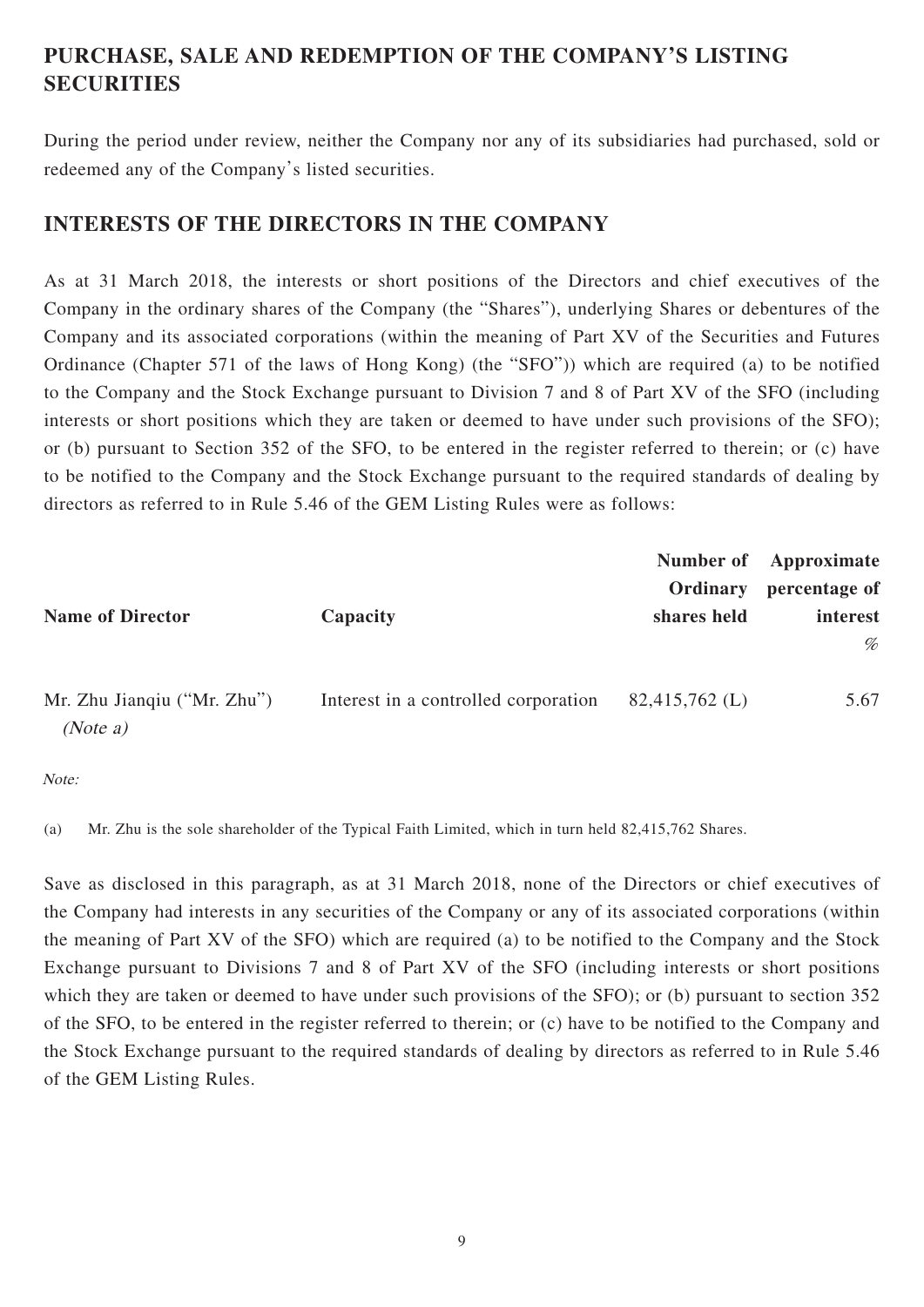## PURCHASE, SALE AND REDEMPTION OF THE COMPANY'S LISTING SECURITIES

During the period under review, neither the Company nor any of its subsidiaries had purchased, sold or redeemed any of the Company's listed securities.

## INTERESTS OF THE DIRECTORS IN THE COMPANY

As at 31 March 2018, the interests or short positions of the Directors and chief executives of the Company in the ordinary shares of the Company (the "Shares"), underlying Shares or debentures of the Company and its associated corporations (within the meaning of Part XV of the Securities and Futures Ordinance (Chapter 571 of the laws of Hong Kong) (the "SFO")) which are required (a) to be notified to the Company and the Stock Exchange pursuant to Division 7 and 8 of Part XV of the SFO (including interests or short positions which they are taken or deemed to have under such provisions of the SFO); or (b) pursuant to Section 352 of the SFO, to be entered in the register referred to therein; or (c) have to be notified to the Company and the Stock Exchange pursuant to the required standards of dealing by directors as referred to in Rule 5.46 of the GEM Listing Rules were as follows:

| Name of Director | Capacity | Number of Ordinary shares held | Approximate percentage of interest % |
|---|---|---|---|
| Mr. Zhu Jianqiu ("Mr. Zhu") *(Note a)* | Interest in a controlled corporation | 82,415,762 (L) | 5.67 |

*Note:*

(a) Mr. Zhu is the sole shareholder of the Typical Faith Limited, which in turn held 82,415,762 Shares.

Save as disclosed in this paragraph, as at 31 March 2018, none of the Directors or chief executives of the Company had interests in any securities of the Company or any of its associated corporations (within the meaning of Part XV of the SFO) which are required (a) to be notified to the Company and the Stock Exchange pursuant to Divisions 7 and 8 of Part XV of the SFO (including interests or short positions which they are taken or deemed to have under such provisions of the SFO); or (b) pursuant to section 352 of the SFO, to be entered in the register referred to therein; or (c) have to be notified to the Company and the Stock Exchange pursuant to the required standards of dealing by directors as referred to in Rule 5.46 of the GEM Listing Rules.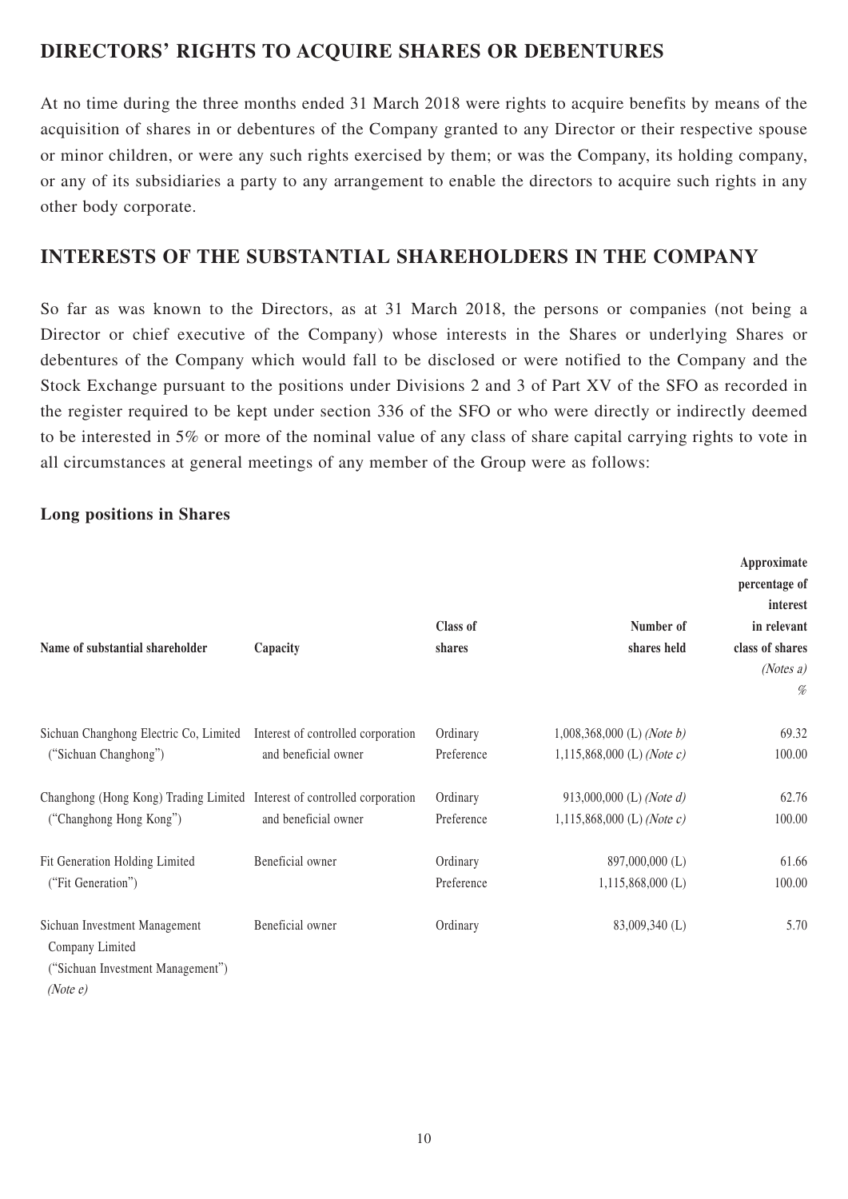## DIRECTORS' RIGHTS TO ACQUIRE SHARES OR DEBENTURES

At no time during the three months ended 31 March 2018 were rights to acquire benefits by means of the acquisition of shares in or debentures of the Company granted to any Director or their respective spouse or minor children, or were any such rights exercised by them; or was the Company, its holding company, or any of its subsidiaries a party to any arrangement to enable the directors to acquire such rights in any other body corporate.

## INTERESTS OF THE SUBSTANTIAL SHAREHOLDERS IN THE COMPANY

So far as was known to the Directors, as at 31 March 2018, the persons or companies (not being a Director or chief executive of the Company) whose interests in the Shares or underlying Shares or debentures of the Company which would fall to be disclosed or were notified to the Company and the Stock Exchange pursuant to the positions under Divisions 2 and 3 of Part XV of the SFO as recorded in the register required to be kept under section 336 of the SFO or who were directly or indirectly deemed to be interested in 5% or more of the nominal value of any class of share capital carrying rights to vote in all circumstances at general meetings of any member of the Group were as follows:

### Long positions in Shares

| Name of substantial shareholder | Capacity | Class of shares | Number of shares held | Approximate percentage of interest in relevant class of shares *(Notes a)* % |
|---|---|---|---|---|
| Sichuan Changhong Electric Co, Limited ("Sichuan Changhong") | Interest of controlled corporation and beneficial owner | Ordinary | 1,008,368,000 (L) *(Note b)* | 69.32 |
| | | Preference | 1,115,868,000 (L) *(Note c)* | 100.00 |
| Changhong (Hong Kong) Trading Limited ("Changhong Hong Kong") | Interest of controlled corporation and beneficial owner | Ordinary | 913,000,000 (L) *(Note d)* | 62.76 |
| | | Preference | 1,115,868,000 (L) *(Note c)* | 100.00 |
| Fit Generation Holding Limited ("Fit Generation") | Beneficial owner | Ordinary | 897,000,000 (L) | 61.66 |
| | | Preference | 1,115,868,000 (L) | 100.00 |
| Sichuan Investment Management Company Limited ("Sichuan Investment Management") *(Note e)* | Beneficial owner | Ordinary | 83,009,340 (L) | 5.70 |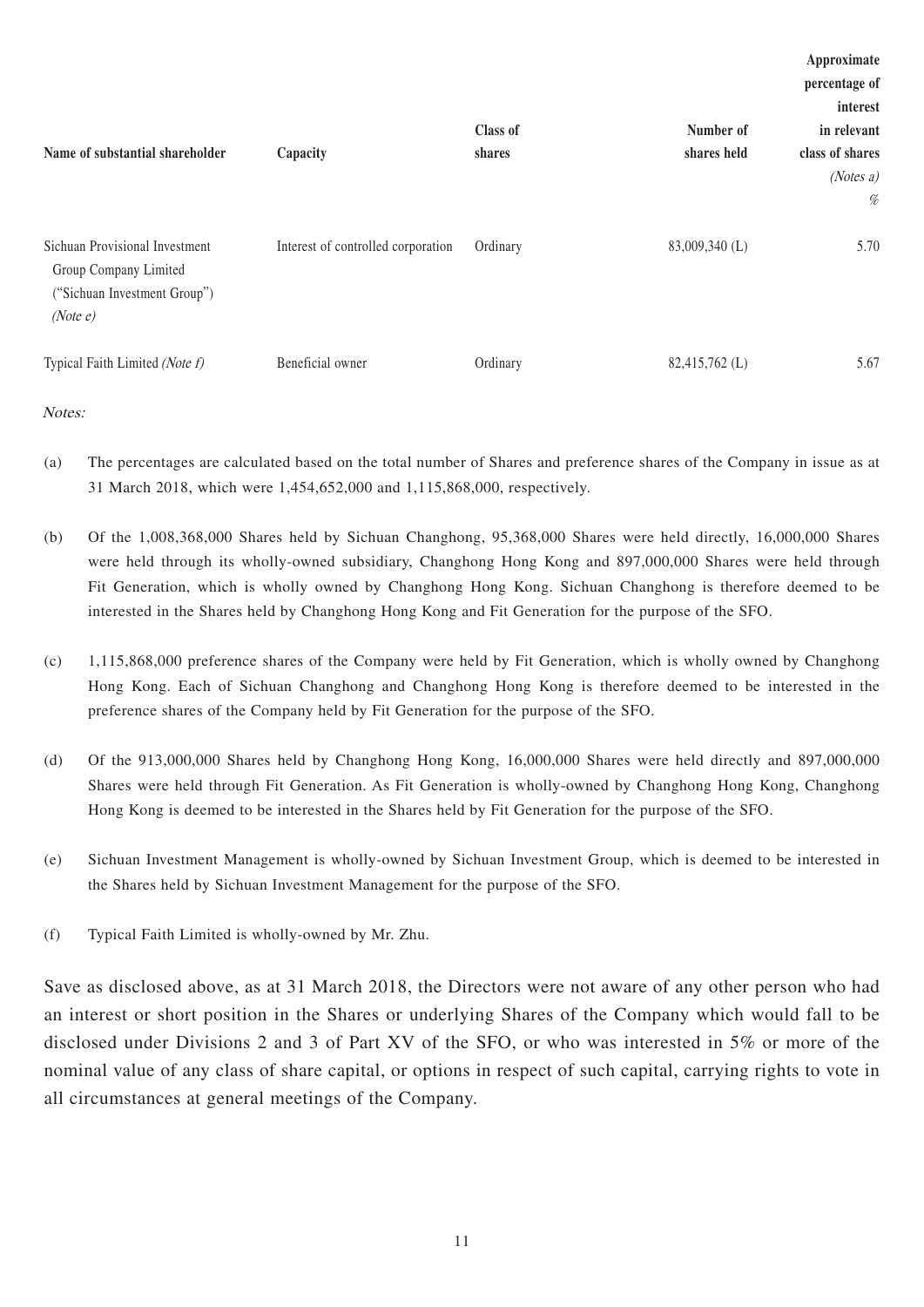| Name of substantial shareholder | Capacity | Class of shares | Number of shares held | Approximate percentage of interest in relevant class of shares *(Notes a)* % |
|---|---|---|---|---|
| Sichuan Provisional Investment Group Company Limited ("Sichuan Investment Group") *(Note e)* | Interest of controlled corporation | Ordinary | 83,009,340 (L) | 5.70 |
| Typical Faith Limited *(Note f)* | Beneficial owner | Ordinary | 82,415,762 (L) | 5.67 |

*Notes:*

(a) The percentages are calculated based on the total number of Shares and preference shares of the Company in issue as at 31 March 2018, which were 1,454,652,000 and 1,115,868,000, respectively.

(b) Of the 1,008,368,000 Shares held by Sichuan Changhong, 95,368,000 Shares were held directly, 16,000,000 Shares were held through its wholly-owned subsidiary, Changhong Hong Kong and 897,000,000 Shares were held through Fit Generation, which is wholly owned by Changhong Hong Kong. Sichuan Changhong is therefore deemed to be interested in the Shares held by Changhong Hong Kong and Fit Generation for the purpose of the SFO.

(c) 1,115,868,000 preference shares of the Company were held by Fit Generation, which is wholly owned by Changhong Hong Kong. Each of Sichuan Changhong and Changhong Hong Kong is therefore deemed to be interested in the preference shares of the Company held by Fit Generation for the purpose of the SFO.

(d) Of the 913,000,000 Shares held by Changhong Hong Kong, 16,000,000 Shares were held directly and 897,000,000 Shares were held through Fit Generation. As Fit Generation is wholly-owned by Changhong Hong Kong, Changhong Hong Kong is deemed to be interested in the Shares held by Fit Generation for the purpose of the SFO.

(e) Sichuan Investment Management is wholly-owned by Sichuan Investment Group, which is deemed to be interested in the Shares held by Sichuan Investment Management for the purpose of the SFO.

(f) Typical Faith Limited is wholly-owned by Mr. Zhu.

Save as disclosed above, as at 31 March 2018, the Directors were not aware of any other person who had an interest or short position in the Shares or underlying Shares of the Company which would fall to be disclosed under Divisions 2 and 3 of Part XV of the SFO, or who was interested in 5% or more of the nominal value of any class of share capital, or options in respect of such capital, carrying rights to vote in all circumstances at general meetings of the Company.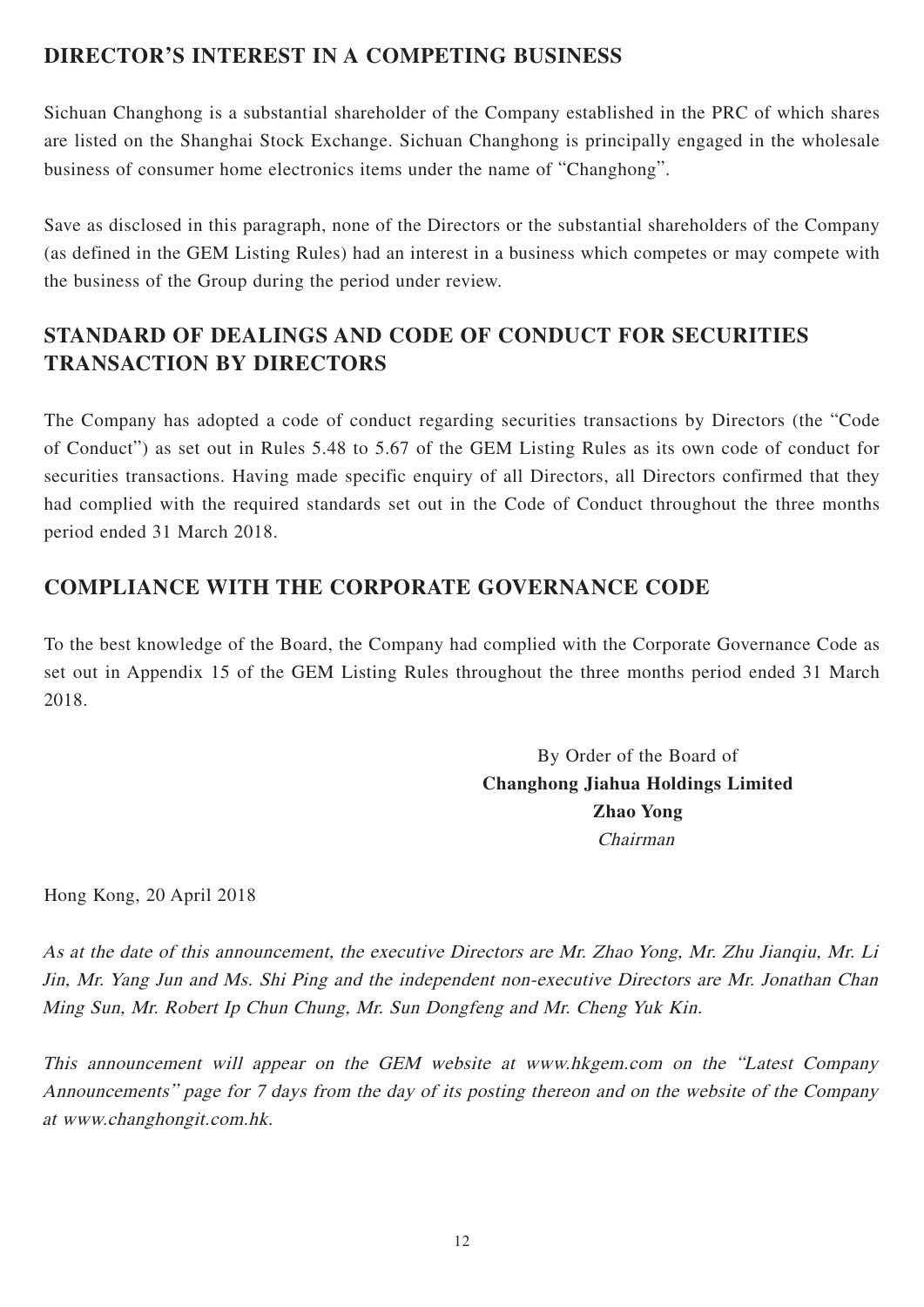## DIRECTOR'S INTEREST IN A COMPETING BUSINESS

Sichuan Changhong is a substantial shareholder of the Company established in the PRC of which shares are listed on the Shanghai Stock Exchange. Sichuan Changhong is principally engaged in the wholesale business of consumer home electronics items under the name of "Changhong".

Save as disclosed in this paragraph, none of the Directors or the substantial shareholders of the Company (as defined in the GEM Listing Rules) had an interest in a business which competes or may compete with the business of the Group during the period under review.

## STANDARD OF DEALINGS AND CODE OF CONDUCT FOR SECURITIES TRANSACTION BY DIRECTORS

The Company has adopted a code of conduct regarding securities transactions by Directors (the "Code of Conduct") as set out in Rules 5.48 to 5.67 of the GEM Listing Rules as its own code of conduct for securities transactions. Having made specific enquiry of all Directors, all Directors confirmed that they had complied with the required standards set out in the Code of Conduct throughout the three months period ended 31 March 2018.

## COMPLIANCE WITH THE CORPORATE GOVERNANCE CODE

To the best knowledge of the Board, the Company had complied with the Corporate Governance Code as set out in Appendix 15 of the GEM Listing Rules throughout the three months period ended 31 March 2018.

By Order of the Board of
**Changhong Jiahua Holdings Limited**
**Zhao Yong**
*Chairman*

Hong Kong, 20 April 2018

*As at the date of this announcement, the executive Directors are Mr. Zhao Yong, Mr. Zhu Jianqiu, Mr. Li Jin, Mr. Yang Jun and Ms. Shi Ping and the independent non-executive Directors are Mr. Jonathan Chan Ming Sun, Mr. Robert Ip Chun Chung, Mr. Sun Dongfeng and Mr. Cheng Yuk Kin.*

*This announcement will appear on the GEM website at www.hkgem.com on the "Latest Company Announcements" page for 7 days from the day of its posting thereon and on the website of the Company at www.changhongit.com.hk.*